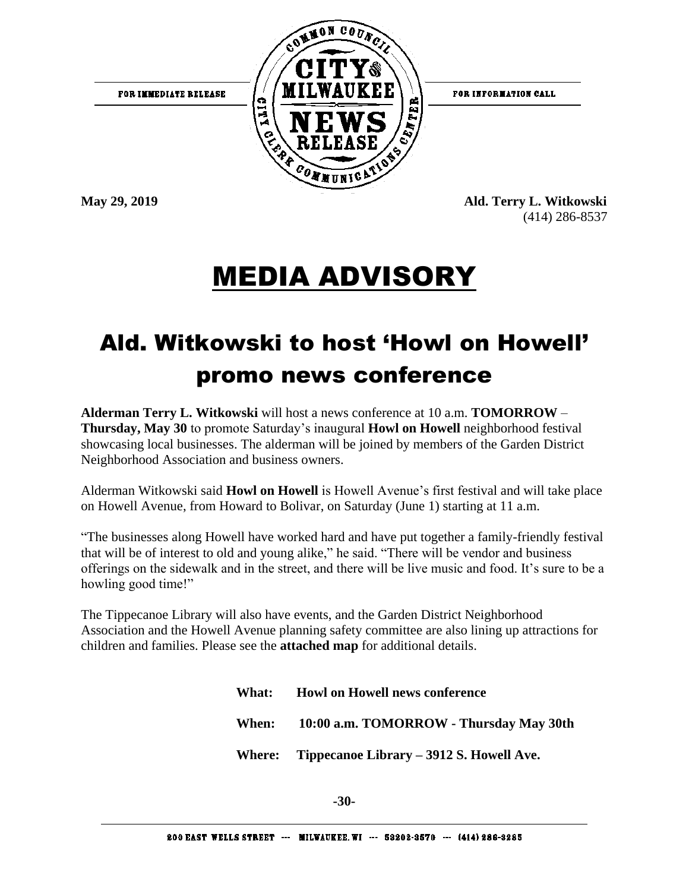FOR IMMEDIATE RELEASE

COMMON COUNCIL CITY OF MILWAUKEE NEWS RELEASE CITY CLERK COMMUNICATIONS CENTER

FOR INFORMATION CALL

**May 29, 2019**

**Ald. Terry L. Witkowski**
(414) 286-8537

# MEDIA ADVISORY

## Ald. Witkowski to host 'Howl on Howell' promo news conference

**Alderman Terry L. Witkowski** will host a news conference at 10 a.m. **TOMORROW** – **Thursday, May 30** to promote Saturday's inaugural **Howl on Howell** neighborhood festival showcasing local businesses. The alderman will be joined by members of the Garden District Neighborhood Association and business owners.

Alderman Witkowski said **Howl on Howell** is Howell Avenue's first festival and will take place on Howell Avenue, from Howard to Bolivar, on Saturday (June 1) starting at 11 a.m.

"The businesses along Howell have worked hard and have put together a family-friendly festival that will be of interest to old and young alike," he said. "There will be vendor and business offerings on the sidewalk and in the street, and there will be live music and food. It's sure to be a howling good time!"

The Tippecanoe Library will also have events, and the Garden District Neighborhood Association and the Howell Avenue planning safety committee are also lining up attractions for children and families. Please see the **attached map** for additional details.

**What:** **Howl on Howell news conference**

**When:** **10:00 a.m. TOMORROW - Thursday May 30th**

**Where:** **Tippecanoe Library – 3912 S. Howell Ave.**

**-30-**

200 EAST WELLS STREET --- MILWAUKEE, WI --- 53202-3570 --- (414) 286-3285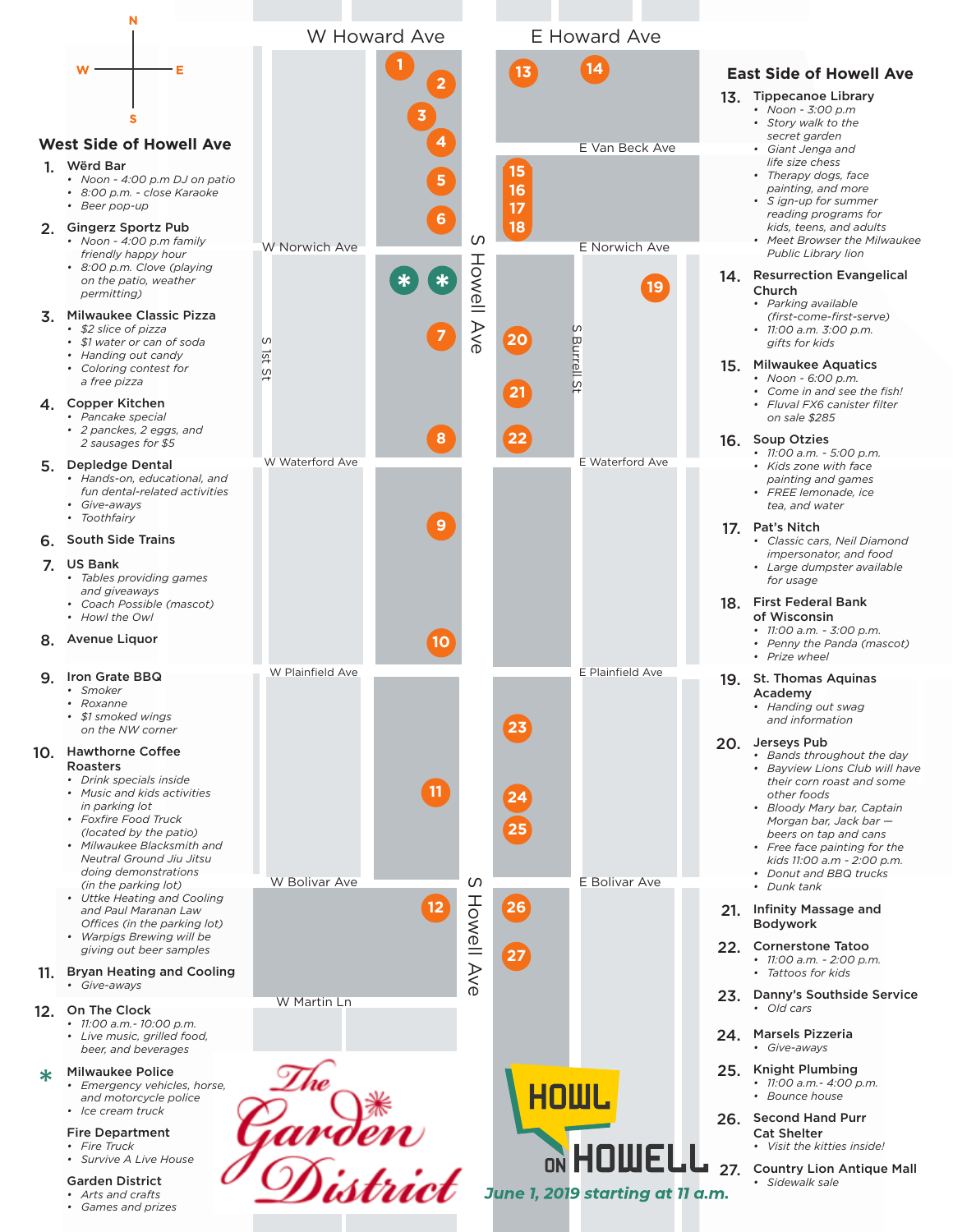## West Side of Howell Ave

1. **Wërd Bar**
   - Noon - 4:00 p.m DJ on patio
   - 8:00 p.m. - close Karaoke
   - Beer pop-up
2. **Gingerz Sportz Pub**
   - Noon - 4:00 p.m family friendly happy hour
   - 8:00 p.m. Clove (playing on the patio, weather permitting)
3. **Milwaukee Classic Pizza**
   - $2 slice of pizza
   - $1 water or can of soda
   - Handing out candy
   - Coloring contest for a free pizza
4. **Copper Kitchen**
   - Pancake special
   - 2 panckes, 2 eggs, and 2 sausages for $5
5. **Depledge Dental**
   - Hands-on, educational, and fun dental-related activities
   - Give-aways
   - Toothfairy
6. **South Side Trains**
7. **US Bank**
   - Tables providing games and giveaways
   - Coach Possible (mascot)
   - Howl the Owl
8. **Avenue Liquor**
9. **Iron Grate BBQ**
   - Smoker
   - Roxanne
   - $1 smoked wings on the NW corner
10. **Hawthorne Coffee Roasters**
    - Drink specials inside
    - Music and kids activities in parking lot
    - Foxfire Food Truck (located by the patio)
    - Milwaukee Blacksmith and Neutral Ground Jiu Jitsu doing demonstrations (in the parking lot)
    - Uttke Heating and Cooling and Paul Maranan Law Offices (in the parking lot)
    - Warpigs Brewing will be giving out beer samples
11. **Bryan Heating and Cooling**
    - Give-aways
12. **On The Clock**
    - 11:00 a.m.- 10:00 p.m.
    - Live music, grilled food, beer, and beverages

\* **Milwaukee Police**
- Emergency vehicles, horse, and motorcycle police
- Ice cream truck

**Fire Department**
- Fire Truck
- Survive A Live House

**Garden District**
- Arts and crafts
- Games and prizes

## East Side of Howell Ave

13. **Tippecanoe Library**
    - Noon - 3:00 p.m
    - Story walk to the secret garden
    - Giant Jenga and life size chess
    - Therapy dogs, face painting, and more
    - S ign-up for summer reading programs for kids, teens, and adults
    - Meet Browser the Milwaukee Public Library lion
14. **Resurrection Evangelical Church**
    - Parking available (first-come-first-serve)
    - 11:00 a.m. 3:00 p.m. gifts for kids
15. **Milwaukee Aquatics**
    - Noon - 6:00 p.m.
    - Come in and see the fish!
    - Fluval FX6 canister filter on sale $285
16. **Soup Otzies**
    - 11:00 a.m. - 5:00 p.m.
    - Kids zone with face painting and games
    - FREE lemonade, ice tea, and water
17. **Pat's Nitch**
    - Classic cars, Neil Diamond impersonator, and food
    - Large dumpster available for usage
18. **First Federal Bank of Wisconsin**
    - 11:00 a.m. - 3:00 p.m.
    - Penny the Panda (mascot)
    - Prize wheel
19. **St. Thomas Aquinas Academy**
    - Handing out swag and information
20. **Jerseys Pub**
    - Bands throughout the day
    - Bayview Lions Club will have their corn roast and some other foods
    - Bloody Mary bar, Captain Morgan bar, Jack bar — beers on tap and cans
    - Free face painting for the kids 11:00 a.m - 2:00 p.m.
    - Donut and BBQ trucks
    - Dunk tank
21. **Infinity Massage and Bodywork**
22. **Cornerstone Tatoo**
    - 11:00 a.m. - 2:00 p.m.
    - Tattoos for kids
23. **Danny's Southside Service**
    - Old cars
24. **Marsels Pizzeria**
    - Give-aways
25. **Knight Plumbing**
    - 11:00 a.m.- 4:00 p.m.
    - Bounce house
26. **Second Hand Purr Cat Shelter**
    - Visit the kitties inside!
27. **Country Lion Antique Mall**
    - Sidewalk sale

The Garden District

HOWL ON HOWELL

June 1, 2019 starting at 11 a.m.